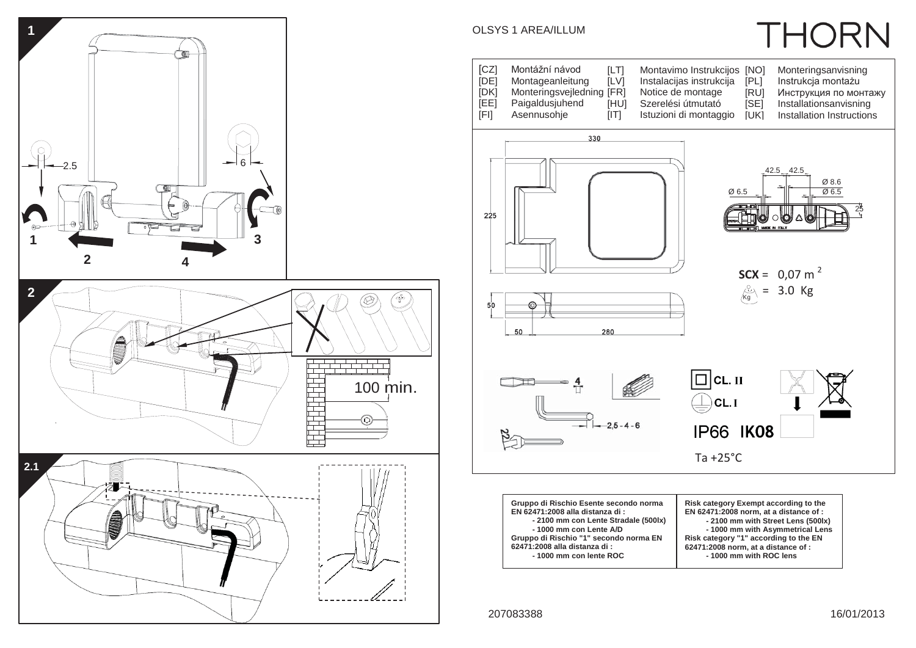OLSYS 1 AREA/ILLUM

# THORN

| | | | | | |
|---|---|---|---|---|---|
| [CZ] | Montážní návod | [LT] | Montavimo Instrukcijos | [NO] | Monteringsanvisning |
| [DE] | Montageanleitung | [LV] | Instalacijas instrukcija | [PL] | Instrukcja montażu |
| [DK] | Monteringsvejledning | [FR] | Notice de montage | [RU] | Инструкция по монтажу |
| [EE] | Paigaldusjuhend | [HU] | Szerelési útmutató | [SE] | Installationsanvisning |
| [FI] | Asennusohje | [IT] | Istuzioni di montaggio | [UK] | Installation Instructions |

330

225

50

50 280

42.5 42.5

Ø 8.6

Ø 6.5

Ø 6.5

25

MADE IN ITALY

**SCX** = 0,07 m$^2$

= 3.0 Kg

4

2,5 - 4 - 6

22

CL. II

CL. I

IP66 **IK08**

Ta +25°C

1

2.5

6

1 2 3 4

2

100 min.

2.1

| | |
|---|---|
| **Gruppo di Rischio Esente secondo norma EN 62471:2008 alla distanza di :**<br>**- 2100 mm con Lente Stradale (500lx)**<br>**- 1000 mm con Lente A/D**<br>**Gruppo di Rischio "1" secondo norma EN 62471:2008 alla distanza di :**<br>**- 1000 mm con lente ROC** | **Risk category Exempt according to the EN 62471:2008 norm, at a distance of :**<br>**- 2100 mm with Street Lens (500lx)**<br>**- 1000 mm with Asymmetrical Lens**<br>**Risk category "1" according to the EN 62471:2008 norm, at a distance of :**<br>**- 1000 mm with ROC lens** |

207083388

16/01/2013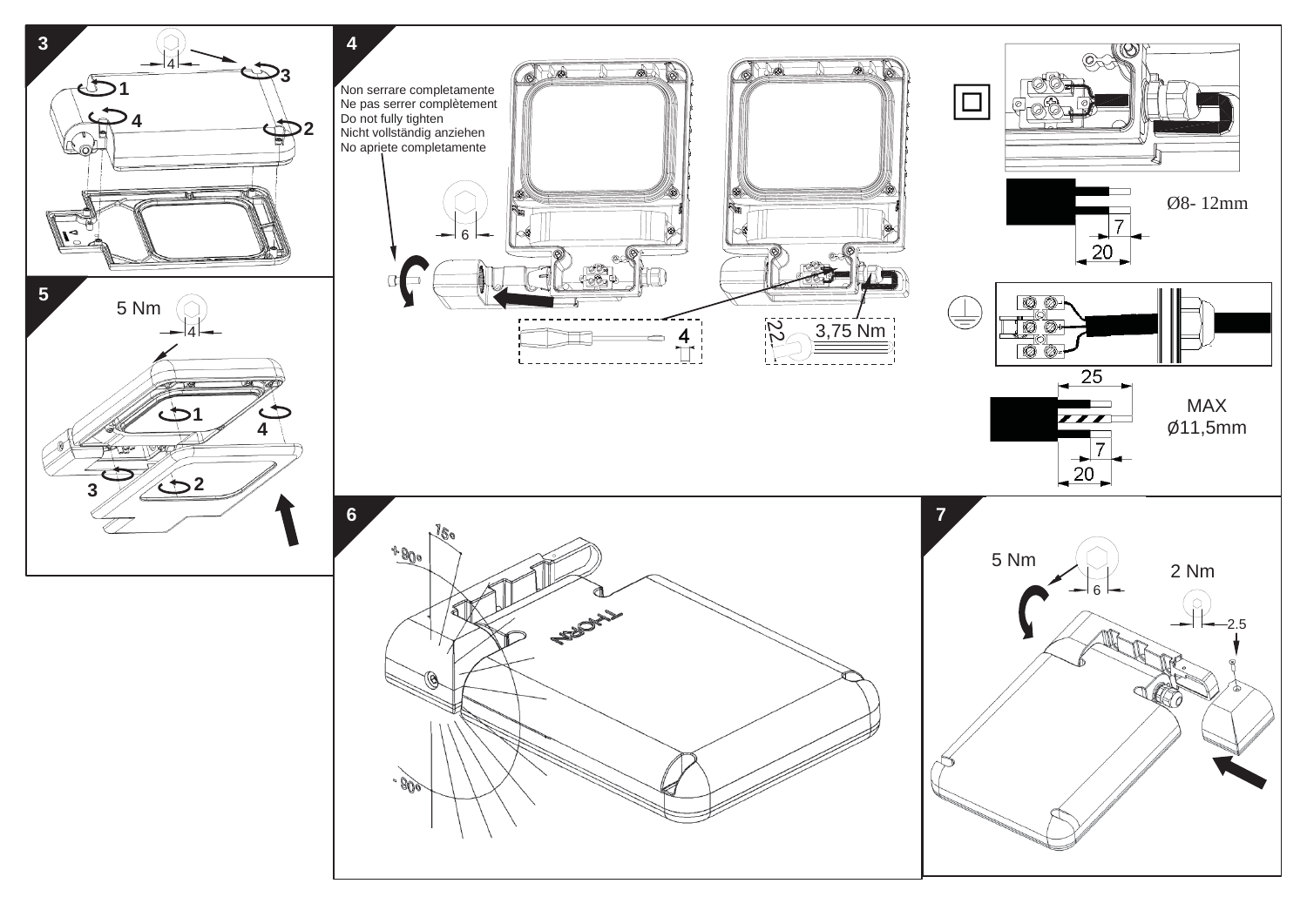3

4

3

1

4

2

4

Non serrare completamente
Ne pas serrer complètement
Do not fully tighten
Nicht vollständig anziehen
No apriete completamente

6

4

22

3,75 Nm

Ø8- 12mm

7

20

25

MAX
Ø11,5mm

7

20

5

5 Nm

4

1

4

3

2

6

15°

+ 90°

- 90°

THORN

7

5 Nm

6

2 Nm

2.5